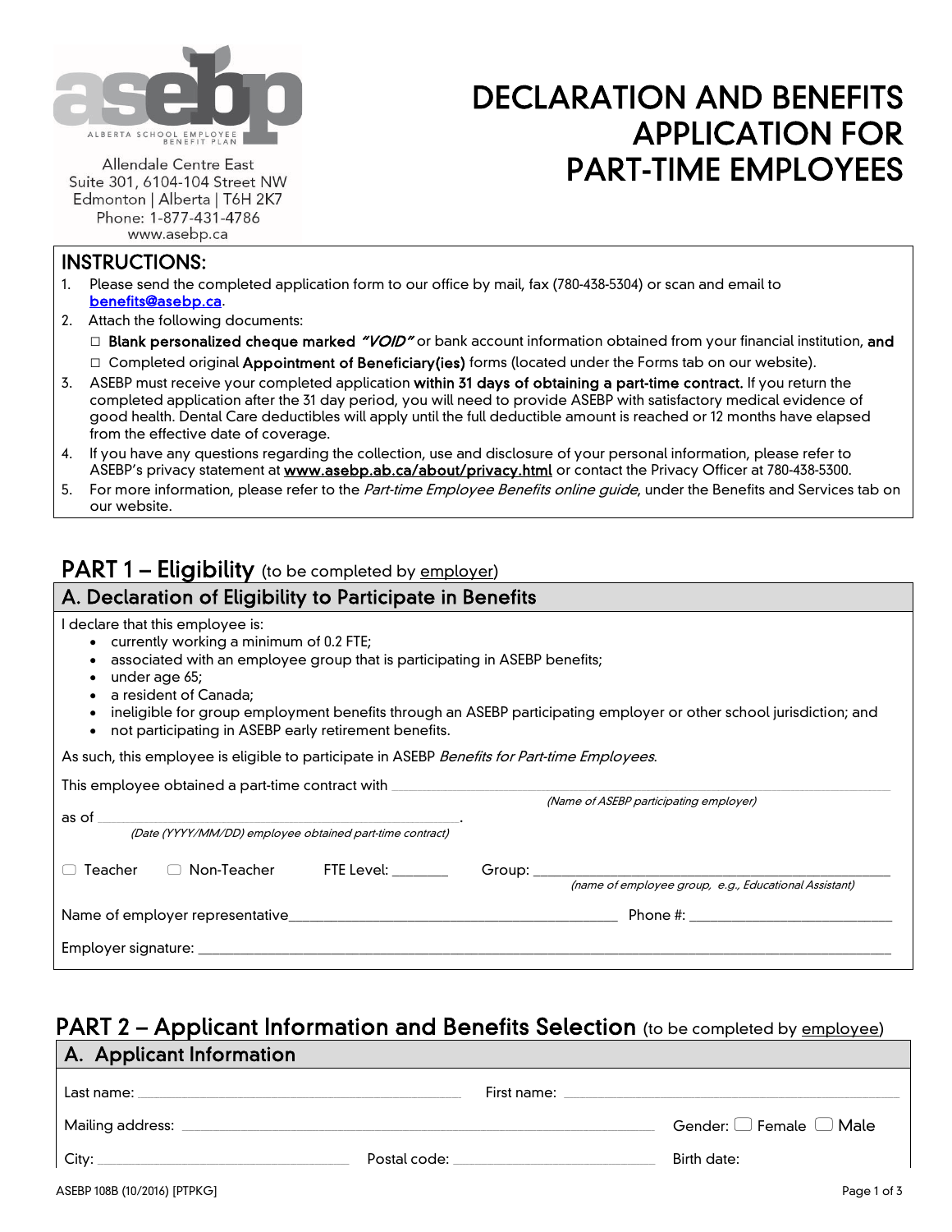asebp

ALBERTA SCHOOL EMPLOYEE BENEFIT PLAN

Allendale Centre East
Suite 301, 6104-104 Street NW
Edmonton | Alberta | T6H 2K7
Phone: 1-877-431-4786
www.asebp.ca

# DECLARATION AND BENEFITS APPLICATION FOR PART-TIME EMPLOYEES

## INSTRUCTIONS:

1. Please send the completed application form to our office by mail, fax (780-438-5304) or scan and email to benefits@asebp.ca.
2. Attach the following documents:
   - ☐ **Blank personalized cheque marked *"VOID"*** or bank account information obtained from your financial institution, **and**
   - ☐ Completed original **Appointment of Beneficiary(ies)** forms (located under the Forms tab on our website).
3. ASEBP must receive your completed application **within 31 days of obtaining a part-time contract.** If you return the completed application after the 31 day period, you will need to provide ASEBP with satisfactory medical evidence of good health. Dental Care deductibles will apply until the full deductible amount is reached or 12 months have elapsed from the effective date of coverage.
4. If you have any questions regarding the collection, use and disclosure of your personal information, please refer to ASEBP's privacy statement at **www.asebp.ab.ca/about/privacy.html** or contact the Privacy Officer at 780-438-5300.
5. For more information, please refer to the *Part-time Employee Benefits online guide*, under the Benefits and Services tab on our website.

## PART 1 – Eligibility (to be completed by employer)

### A. Declaration of Eligibility to Participate in Benefits

I declare that this employee is:

- currently working a minimum of 0.2 FTE;
- associated with an employee group that is participating in ASEBP benefits;
- under age 65;
- a resident of Canada;
- ineligible for group employment benefits through an ASEBP participating employer or other school jurisdiction; and
- not participating in ASEBP early retirement benefits.

As such, this employee is eligible to participate in ASEBP *Benefits for Part-time Employees*.

This employee obtained a part-time contract with ______________________________
*(Name of ASEBP participating employer)*

as of ______________________________.
*(Date (YYYY/MM/DD) employee obtained part-time contract)*

☐ Teacher ☐ Non-Teacher FTE Level: _______ Group: ______________________________
*(name of employee group, e.g., Educational Assistant)*

Name of employer representative______________________________ Phone #: ______________________

Employer signature: ______________________________

## PART 2 – Applicant Information and Benefits Selection (to be completed by employee)

### A. Applicant Information

Last name: ______________________________ First name: ______________________________

Mailing address: ______________________________ Gender: ☐ Female ☐ Male

City: ______________________________ Postal code: ______________________________ Birth date: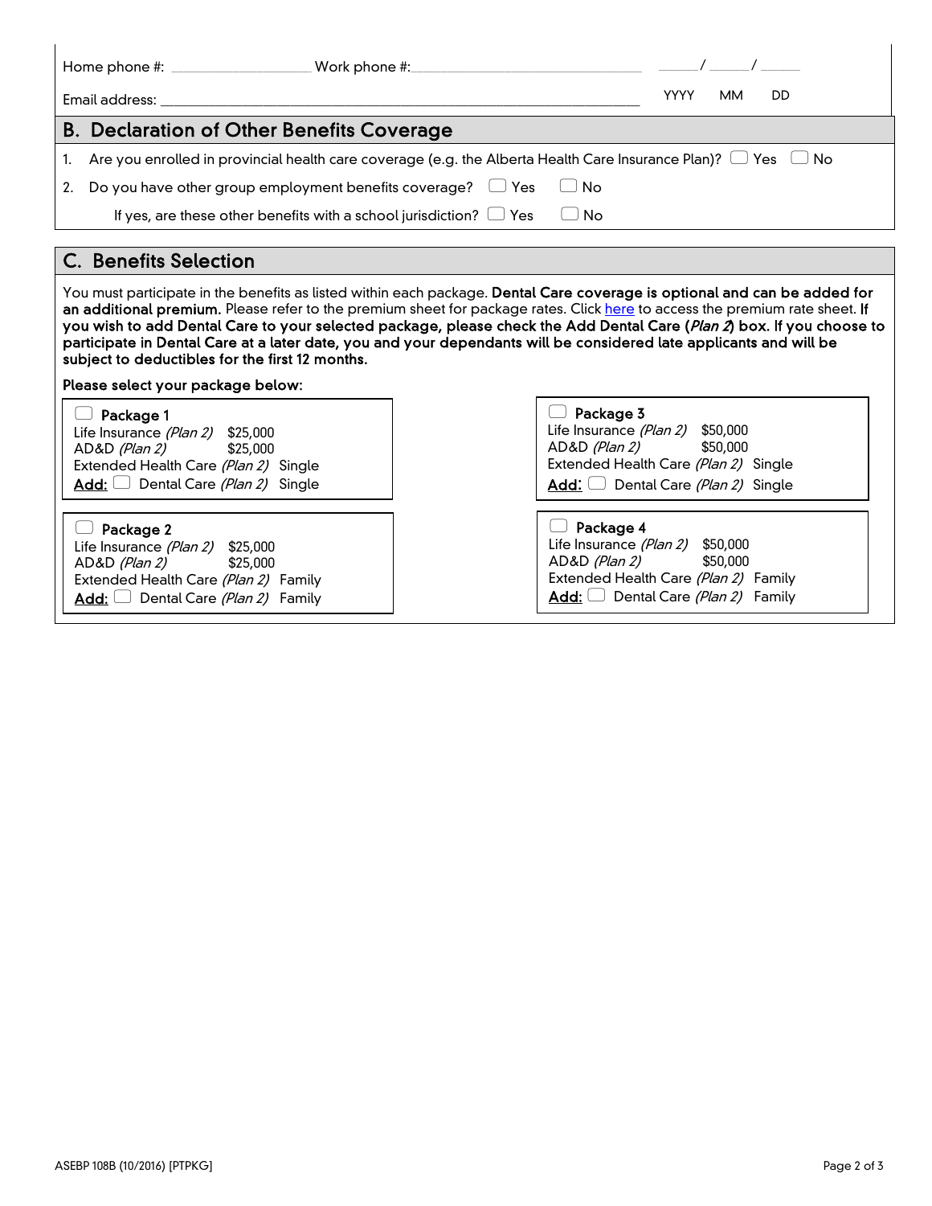Home phone #: ________________ Work phone #: ____________________________ _____/ _____/ _____

Email address: ____________________________________________________________ YYYY MM DD

## B. Declaration of Other Benefits Coverage

1. Are you enrolled in provincial health care coverage (e.g. the Alberta Health Care Insurance Plan)? ☐ Yes ☐ No
2. Do you have other group employment benefits coverage? ☐ Yes ☐ No

   If yes, are these other benefits with a school jurisdiction? ☐ Yes ☐ No

## C. Benefits Selection

You must participate in the benefits as listed within each package. **Dental Care coverage is optional and can be added for an additional premium.** Please refer to the premium sheet for package rates. Click here to access the premium rate sheet. **If you wish to add Dental Care to your selected package, please check the Add Dental Care (*Plan 2*) box. If you choose to participate in Dental Care at a later date, you and your dependants will be considered late applicants and will be subject to deductibles for the first 12 months.**

**Please select your package below:**

☐ **Package 1**
Life Insurance *(Plan 2)* $25,000
AD&D *(Plan 2)* $25,000
Extended Health Care *(Plan 2)* Single
**Add:** ☐ Dental Care *(Plan 2)* Single

☐ **Package 2**
Life Insurance *(Plan 2)* $25,000
AD&D *(Plan 2)* $25,000
Extended Health Care *(Plan 2)* Family
**Add:** ☐ Dental Care *(Plan 2)* Family

☐ **Package 3**
Life Insurance *(Plan 2)* $50,000
AD&D *(Plan 2)* $50,000
Extended Health Care *(Plan 2)* Single
**Add:** ☐ Dental Care *(Plan 2)* Single

☐ **Package 4**
Life Insurance *(Plan 2)* $50,000
AD&D *(Plan 2)* $50,000
Extended Health Care *(Plan 2)* Family
**Add:** ☐ Dental Care *(Plan 2)* Family

ASEBP 108B (10/2016) [PTPKG]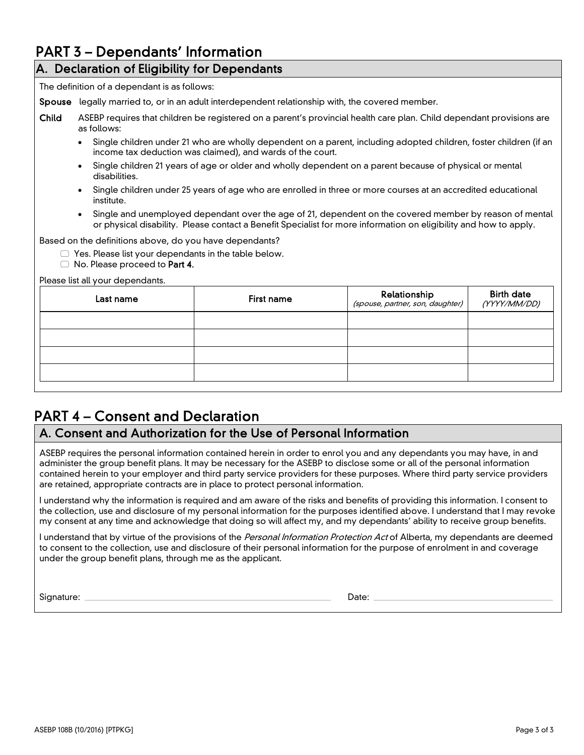# PART 3 – Dependants' Information

## A. Declaration of Eligibility for Dependants

The definition of a dependant is as follows:

**Spouse** legally married to, or in an adult interdependent relationship with, the covered member.

**Child** ASEBP requires that children be registered on a parent's provincial health care plan. Child dependant provisions are as follows:

- Single children under 21 who are wholly dependent on a parent, including adopted children, foster children (if an income tax deduction was claimed), and wards of the court.
- Single children 21 years of age or older and wholly dependent on a parent because of physical or mental disabilities.
- Single children under 25 years of age who are enrolled in three or more courses at an accredited educational institute.
- Single and unemployed dependant over the age of 21, dependent on the covered member by reason of mental or physical disability. Please contact a Benefit Specialist for more information on eligibility and how to apply.

Based on the definitions above, do you have dependants?

- ☐ Yes. Please list your dependants in the table below.
- ☐ No. Please proceed to **Part 4.**

Please list all your dependants.

| Last name | First name | Relationship *(spouse, partner, son, daughter)* | Birth date *(YYYY/MM/DD)* |
|---|---|---|---|
| | | | |
| | | | |
| | | | |
| | | | |

# PART 4 – Consent and Declaration

## A. Consent and Authorization for the Use of Personal Information

ASEBP requires the personal information contained herein in order to enrol you and any dependants you may have, in and administer the group benefit plans. It may be necessary for the ASEBP to disclose some or all of the personal information contained herein to your employer and third party service providers for these purposes. Where third party service providers are retained, appropriate contracts are in place to protect personal information.

I understand why the information is required and am aware of the risks and benefits of providing this information. I consent to the collection, use and disclosure of my personal information for the purposes identified above. I understand that I may revoke my consent at any time and acknowledge that doing so will affect my, and my dependants' ability to receive group benefits.

I understand that by virtue of the provisions of the *Personal Information Protection Act* of Alberta, my dependants are deemed to consent to the collection, use and disclosure of their personal information for the purpose of enrolment in and coverage under the group benefit plans, through me as the applicant.

Signature: ______________________________ Date: ______________________________

ASEBP 108B (10/2016) [PTPKG]